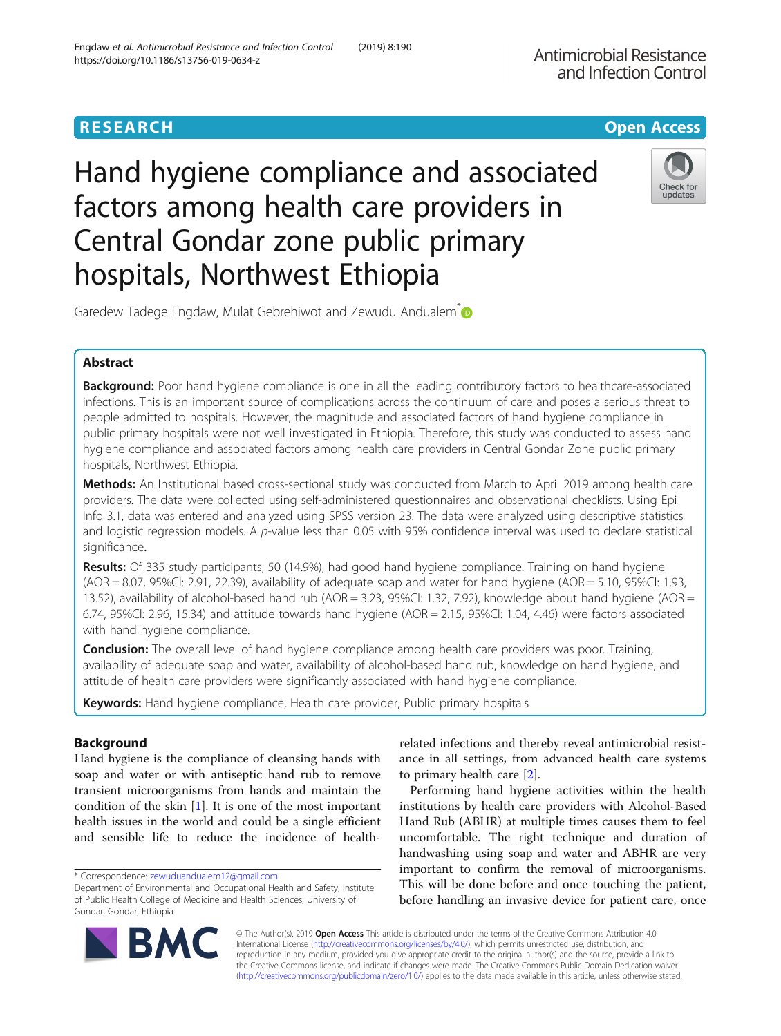RESEARCH

Open Access

# Hand hygiene compliance and associated factors among health care providers in Central Gondar zone public primary hospitals, Northwest Ethiopia

Garedew Tadege Engdaw, Mulat Gebrehiwot and Zewudu Andualem*

## Abstract

**Background:** Poor hand hygiene compliance is one in all the leading contributory factors to healthcare-associated infections. This is an important source of complications across the continuum of care and poses a serious threat to people admitted to hospitals. However, the magnitude and associated factors of hand hygiene compliance in public primary hospitals were not well investigated in Ethiopia. Therefore, this study was conducted to assess hand hygiene compliance and associated factors among health care providers in Central Gondar Zone public primary hospitals, Northwest Ethiopia.

**Methods:** An Institutional based cross-sectional study was conducted from March to April 2019 among health care providers. The data were collected using self-administered questionnaires and observational checklists. Using Epi Info 3.1, data was entered and analyzed using SPSS version 23. The data were analyzed using descriptive statistics and logistic regression models. A *p*-value less than 0.05 with 95% confidence interval was used to declare statistical significance.

**Results:** Of 335 study participants, 50 (14.9%), had good hand hygiene compliance. Training on hand hygiene (AOR = 8.07, 95%CI: 2.91, 22.39), availability of adequate soap and water for hand hygiene (AOR = 5.10, 95%CI: 1.93, 13.52), availability of alcohol-based hand rub (AOR = 3.23, 95%CI: 1.32, 7.92), knowledge about hand hygiene (AOR = 6.74, 95%CI: 2.96, 15.34) and attitude towards hand hygiene (AOR = 2.15, 95%CI: 1.04, 4.46) were factors associated with hand hygiene compliance.

**Conclusion:** The overall level of hand hygiene compliance among health care providers was poor. Training, availability of adequate soap and water, availability of alcohol-based hand rub, knowledge on hand hygiene, and attitude of health care providers were significantly associated with hand hygiene compliance.

**Keywords:** Hand hygiene compliance, Health care provider, Public primary hospitals

## Background

Hand hygiene is the compliance of cleansing hands with soap and water or with antiseptic hand rub to remove transient microorganisms from hands and maintain the condition of the skin [1]. It is one of the most important health issues in the world and could be a single efficient and sensible life to reduce the incidence of health-related infections and thereby reveal antimicrobial resistance in all settings, from advanced health care systems to primary health care [2].

Performing hand hygiene activities within the health institutions by health care providers with Alcohol-Based Hand Rub (ABHR) at multiple times causes them to feel uncomfortable. The right technique and duration of handwashing using soap and water and ABHR are very important to confirm the removal of microorganisms. This will be done before and once touching the patient, before handling an invasive device for patient care, once

* Correspondence: zewuduandualem12@gmail.com
Department of Environmental and Occupational Health and Safety, Institute of Public Health College of Medicine and Health Sciences, University of Gondar, Gondar, Ethiopia

© The Author(s). 2019 **Open Access** This article is distributed under the terms of the Creative Commons Attribution 4.0 International License (http://creativecommons.org/licenses/by/4.0/), which permits unrestricted use, distribution, and reproduction in any medium, provided you give appropriate credit to the original author(s) and the source, provide a link to the Creative Commons license, and indicate if changes were made. The Creative Commons Public Domain Dedication waiver (http://creativecommons.org/publicdomain/zero/1.0/) applies to the data made available in this article, unless otherwise stated.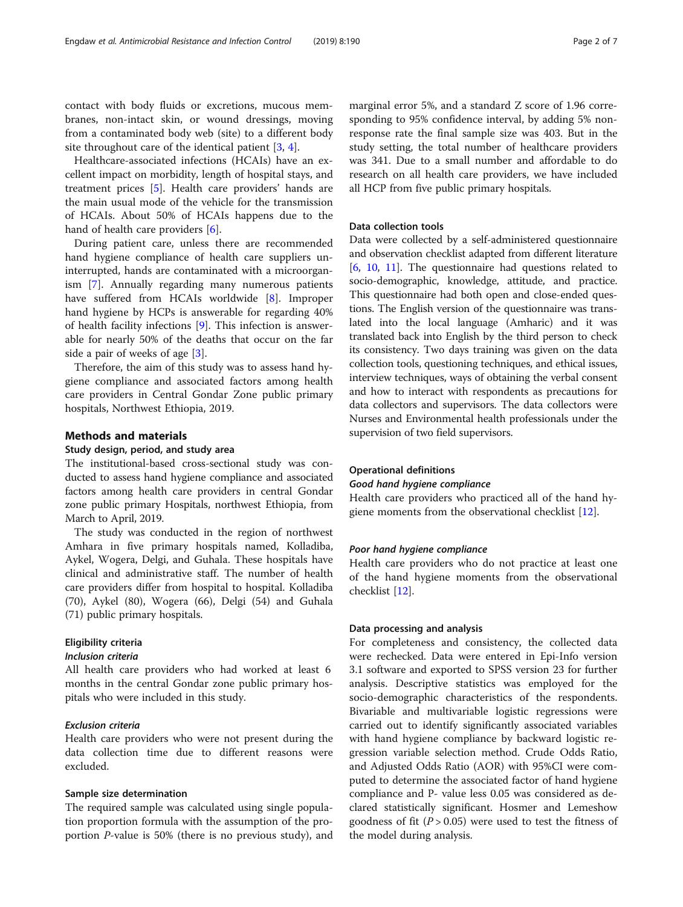contact with body fluids or excretions, mucous membranes, non-intact skin, or wound dressings, moving from a contaminated body web (site) to a different body site throughout care of the identical patient [3, 4].

Healthcare-associated infections (HCAIs) have an excellent impact on morbidity, length of hospital stays, and treatment prices [5]. Health care providers' hands are the main usual mode of the vehicle for the transmission of HCAIs. About 50% of HCAIs happens due to the hand of health care providers [6].

During patient care, unless there are recommended hand hygiene compliance of health care suppliers uninterrupted, hands are contaminated with a microorganism [7]. Annually regarding many numerous patients have suffered from HCAIs worldwide [8]. Improper hand hygiene by HCPs is answerable for regarding 40% of health facility infections [9]. This infection is answerable for nearly 50% of the deaths that occur on the far side a pair of weeks of age [3].

Therefore, the aim of this study was to assess hand hygiene compliance and associated factors among health care providers in Central Gondar Zone public primary hospitals, Northwest Ethiopia, 2019.

## Methods and materials

### Study design, period, and study area

The institutional-based cross-sectional study was conducted to assess hand hygiene compliance and associated factors among health care providers in central Gondar zone public primary Hospitals, northwest Ethiopia, from March to April, 2019.

The study was conducted in the region of northwest Amhara in five primary hospitals named, Kolladiba, Aykel, Wogera, Delgi, and Guhala. These hospitals have clinical and administrative staff. The number of health care providers differ from hospital to hospital. Kolladiba (70), Aykel (80), Wogera (66), Delgi (54) and Guhala (71) public primary hospitals.

### Eligibility criteria

#### *Inclusion criteria*

All health care providers who had worked at least 6 months in the central Gondar zone public primary hospitals who were included in this study.

#### *Exclusion criteria*

Health care providers who were not present during the data collection time due to different reasons were excluded.

### Sample size determination

The required sample was calculated using single population proportion formula with the assumption of the proportion *P*-value is 50% (there is no previous study), and marginal error 5%, and a standard Z score of 1.96 corresponding to 95% confidence interval, by adding 5% non-response rate the final sample size was 403. But in the study setting, the total number of healthcare providers was 341. Due to a small number and affordable to do research on all health care providers, we have included all HCP from five public primary hospitals.

### Data collection tools

Data were collected by a self-administered questionnaire and observation checklist adapted from different literature [6, 10, 11]. The questionnaire had questions related to socio-demographic, knowledge, attitude, and practice. This questionnaire had both open and close-ended questions. The English version of the questionnaire was translated into the local language (Amharic) and it was translated back into English by the third person to check its consistency. Two days training was given on the data collection tools, questioning techniques, and ethical issues, interview techniques, ways of obtaining the verbal consent and how to interact with respondents as precautions for data collectors and supervisors. The data collectors were Nurses and Environmental health professionals under the supervision of two field supervisors.

### Operational definitions

#### *Good hand hygiene compliance*

Health care providers who practiced all of the hand hygiene moments from the observational checklist [12].

#### *Poor hand hygiene compliance*

Health care providers who do not practice at least one of the hand hygiene moments from the observational checklist [12].

### Data processing and analysis

For completeness and consistency, the collected data were rechecked. Data were entered in Epi-Info version 3.1 software and exported to SPSS version 23 for further analysis. Descriptive statistics was employed for the socio-demographic characteristics of the respondents. Bivariable and multivariable logistic regressions were carried out to identify significantly associated variables with hand hygiene compliance by backward logistic regression variable selection method. Crude Odds Ratio, and Adjusted Odds Ratio (AOR) with 95%CI were computed to determine the associated factor of hand hygiene compliance and P- value less 0.05 was considered as declared statistically significant. Hosmer and Lemeshow goodness of fit ($P > 0.05$) were used to test the fitness of the model during analysis.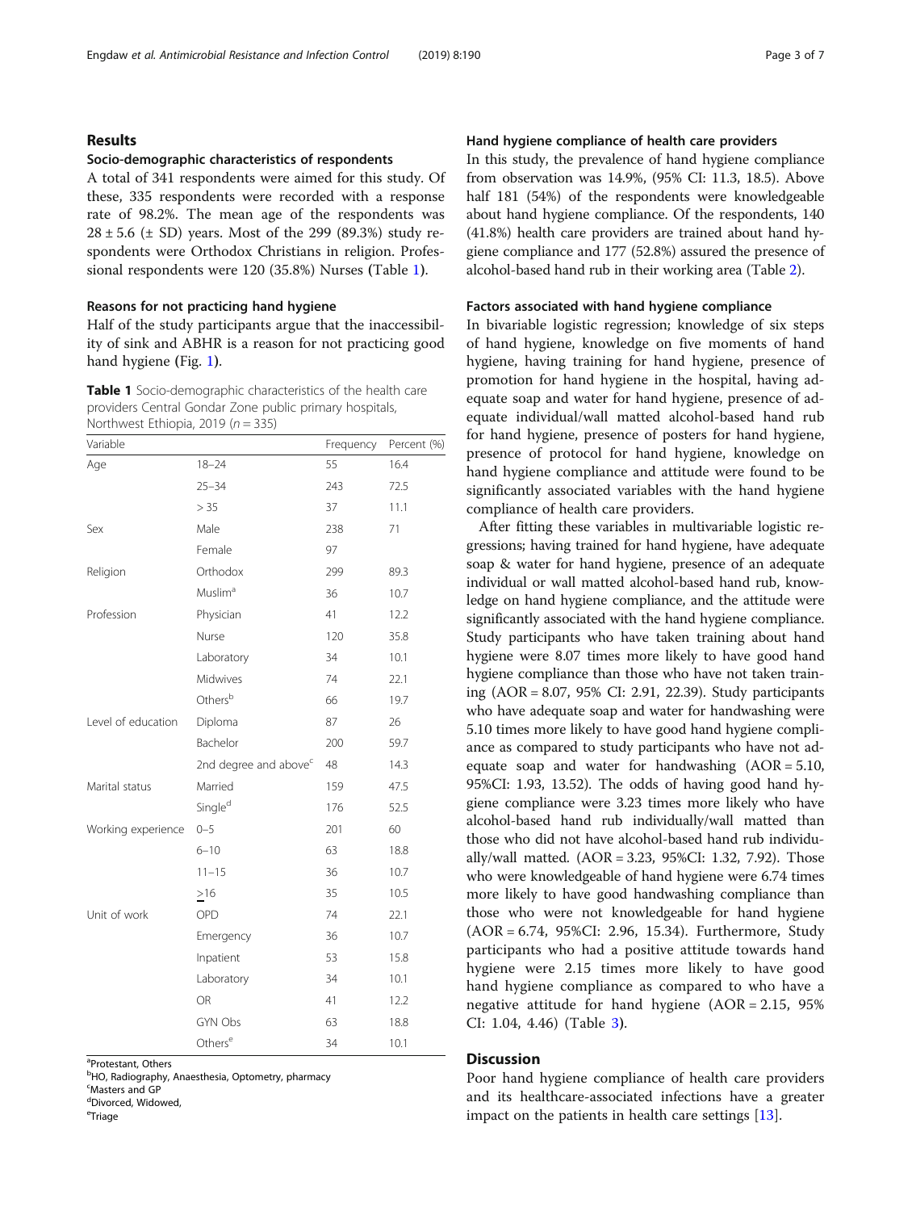## Results

### Socio-demographic characteristics of respondents

A total of 341 respondents were aimed for this study. Of these, 335 respondents were recorded with a response rate of 98.2%. The mean age of the respondents was 28 ± 5.6 (± SD) years. Most of the 299 (89.3%) study respondents were Orthodox Christians in religion. Professional respondents were 120 (35.8%) Nurses (Table 1).

### Reasons for not practicing hand hygiene

Half of the study participants argue that the inaccessibility of sink and ABHR is a reason for not practicing good hand hygiene (Fig. 1).

**Table 1** Socio-demographic characteristics of the health care providers Central Gondar Zone public primary hospitals, Northwest Ethiopia, 2019 (n = 335)

| Variable | | Frequency | Percent (%) |
|---|---|---|---|
| Age | 18–24 | 55 | 16.4 |
| | 25–34 | 243 | 72.5 |
| | > 35 | 37 | 11.1 |
| Sex | Male | 238 | 71 |
| | Female | 97 | |
| Religion | Orthodox | 299 | 89.3 |
| | Muslim[a] | 36 | 10.7 |
| Profession | Physician | 41 | 12.2 |
| | Nurse | 120 | 35.8 |
| | Laboratory | 34 | 10.1 |
| | Midwives | 74 | 22.1 |
| | Others[b] | 66 | 19.7 |
| Level of education | Diploma | 87 | 26 |
| | Bachelor | 200 | 59.7 |
| | 2nd degree and above[c] | 48 | 14.3 |
| Marital status | Married | 159 | 47.5 |
| | Single[d] | 176 | 52.5 |
| Working experience | 0–5 | 201 | 60 |
| | 6–10 | 63 | 18.8 |
| | 11–15 | 36 | 10.7 |
| | ≥16 | 35 | 10.5 |
| Unit of work | OPD | 74 | 22.1 |
| | Emergency | 36 | 10.7 |
| | Inpatient | 53 | 15.8 |
| | Laboratory | 34 | 10.1 |
| | OR | 41 | 12.2 |
| | GYN Obs | 63 | 18.8 |
| | Others[e] | 34 | 10.1 |

[a]Protestant, Others
[b]HO, Radiography, Anaesthesia, Optometry, pharmacy
[c]Masters and GP
[d]Divorced, Widowed,
[e]Triage

### Hand hygiene compliance of health care providers

In this study, the prevalence of hand hygiene compliance from observation was 14.9%, (95% CI: 11.3, 18.5). Above half 181 (54%) of the respondents were knowledgeable about hand hygiene compliance. Of the respondents, 140 (41.8%) health care providers are trained about hand hygiene compliance and 177 (52.8%) assured the presence of alcohol-based hand rub in their working area (Table 2).

### Factors associated with hand hygiene compliance

In bivariable logistic regression; knowledge of six steps of hand hygiene, knowledge on five moments of hand hygiene, having training for hand hygiene, presence of promotion for hand hygiene in the hospital, having adequate soap and water for hand hygiene, presence of adequate individual/wall matted alcohol-based hand rub for hand hygiene, presence of posters for hand hygiene, presence of protocol for hand hygiene, knowledge on hand hygiene compliance and attitude were found to be significantly associated variables with the hand hygiene compliance of health care providers.

After fitting these variables in multivariable logistic regressions; having trained for hand hygiene, have adequate soap & water for hand hygiene, presence of an adequate individual or wall matted alcohol-based hand rub, knowledge on hand hygiene compliance, and the attitude were significantly associated with the hand hygiene compliance. Study participants who have taken training about hand hygiene were 8.07 times more likely to have good hand hygiene compliance than those who have not taken training (AOR = 8.07, 95% CI: 2.91, 22.39). Study participants who have adequate soap and water for handwashing were 5.10 times more likely to have good hand hygiene compliance as compared to study participants who have not adequate soap and water for handwashing (AOR = 5.10, 95%CI: 1.93, 13.52). The odds of having good hand hygiene compliance were 3.23 times more likely who have alcohol-based hand rub individually/wall matted than those who did not have alcohol-based hand rub individually/wall matted. (AOR = 3.23, 95%CI: 1.32, 7.92). Those who were knowledgeable of hand hygiene were 6.74 times more likely to have good handwashing compliance than those who were not knowledgeable for hand hygiene (AOR = 6.74, 95%CI: 2.96, 15.34). Furthermore, Study participants who had a positive attitude towards hand hygiene were 2.15 times more likely to have good hand hygiene compliance as compared to who have a negative attitude for hand hygiene (AOR = 2.15, 95% CI: 1.04, 4.46) (Table 3).

## Discussion

Poor hand hygiene compliance of health care providers and its healthcare-associated infections have a greater impact on the patients in health care settings [13].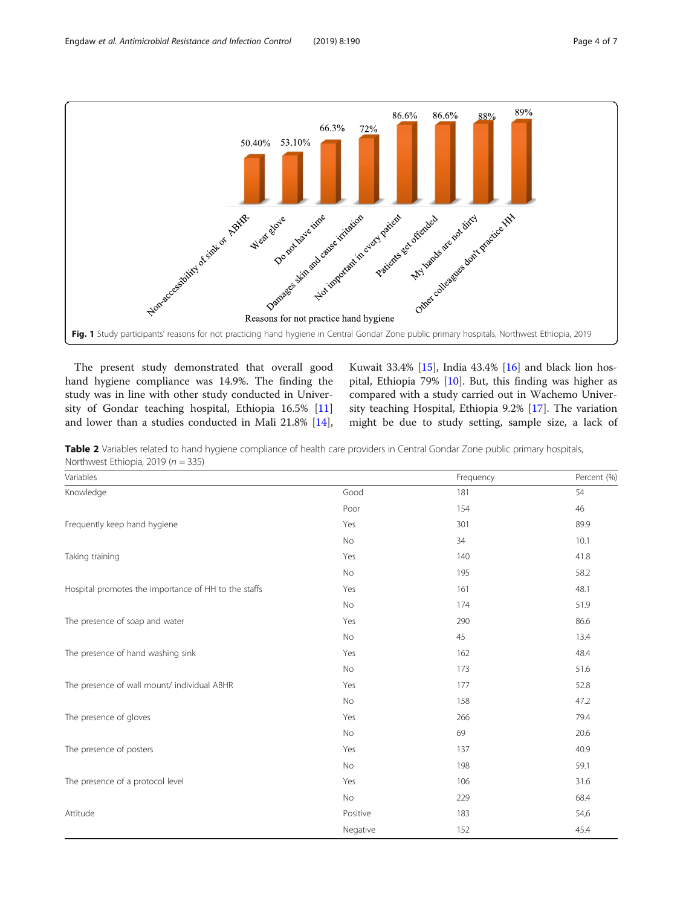**Fig. 1** Study participants' reasons for not practicing hand hygiene in Central Gondar Zone public primary hospitals, Northwest Ethiopia, 2019

The present study demonstrated that overall good hand hygiene compliance was 14.9%. The finding the study was in line with other study conducted in University of Gondar teaching hospital, Ethiopia 16.5% [11] and lower than a studies conducted in Mali 21.8% [14], Kuwait 33.4% [15], India 43.4% [16] and black lion hospital, Ethiopia 79% [10]. But, this finding was higher as compared with a study carried out in Wachemo University teaching Hospital, Ethiopia 9.2% [17]. The variation might be due to study setting, sample size, a lack of

**Table 2** Variables related to hand hygiene compliance of health care providers in Central Gondar Zone public primary hospitals, Northwest Ethiopia, 2019 (*n* = 335)

| Variables | | Frequency | Percent (%) |
|---|---|---|---|
| Knowledge | Good | 181 | 54 |
| | Poor | 154 | 46 |
| Frequently keep hand hygiene | Yes | 301 | 89.9 |
| | No | 34 | 10.1 |
| Taking training | Yes | 140 | 41.8 |
| | No | 195 | 58.2 |
| Hospital promotes the importance of HH to the staffs | Yes | 161 | 48.1 |
| | No | 174 | 51.9 |
| The presence of soap and water | Yes | 290 | 86.6 |
| | No | 45 | 13.4 |
| The presence of hand washing sink | Yes | 162 | 48.4 |
| | No | 173 | 51.6 |
| The presence of wall mount/ individual ABHR | Yes | 177 | 52.8 |
| | No | 158 | 47.2 |
| The presence of gloves | Yes | 266 | 79.4 |
| | No | 69 | 20.6 |
| The presence of posters | Yes | 137 | 40.9 |
| | No | 198 | 59.1 |
| The presence of a protocol level | Yes | 106 | 31.6 |
| | No | 229 | 68.4 |
| Attitude | Positive | 183 | 54,6 |
| | Negative | 152 | 45.4 |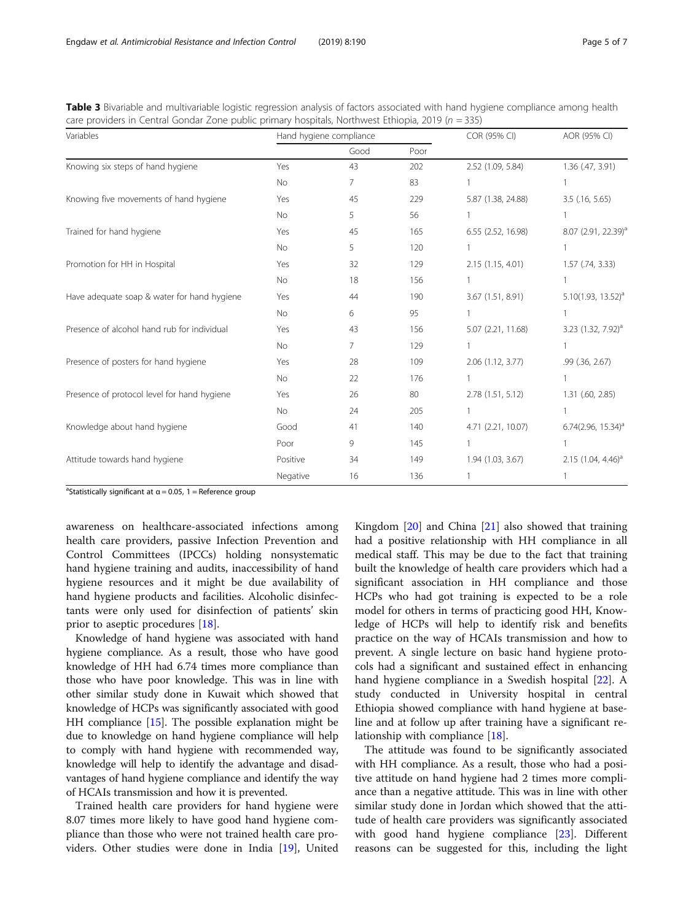**Table 3** Bivariable and multivariable logistic regression analysis of factors associated with hand hygiene compliance among health care providers in Central Gondar Zone public primary hospitals, Northwest Ethiopia, 2019 ($n = 335$)

| Variables | | Hand hygiene compliance | | COR (95% CI) | AOR (95% CI) |
|---|---|---|---|---|---|
| | | Good | Poor | | |
| Knowing six steps of hand hygiene | Yes | 43 | 202 | 2.52 (1.09, 5.84) | 1.36 (.47, 3.91) |
| | No | 7 | 83 | 1 | 1 |
| Knowing five movements of hand hygiene | Yes | 45 | 229 | 5.87 (1.38, 24.88) | 3.5 (.16, 5.65) |
| | No | 5 | 56 | 1 | 1 |
| Trained for hand hygiene | Yes | 45 | 165 | 6.55 (2.52, 16.98) | 8.07 (2.91, 22.39)[a] |
| | No | 5 | 120 | 1 | 1 |
| Promotion for HH in Hospital | Yes | 32 | 129 | 2.15 (1.15, 4.01) | 1.57 (.74, 3.33) |
| | No | 18 | 156 | 1 | 1 |
| Have adequate soap & water for hand hygiene | Yes | 44 | 190 | 3.67 (1.51, 8.91) | 5.10(1.93, 13.52)[a] |
| | No | 6 | 95 | 1 | 1 |
| Presence of alcohol hand rub for individual | Yes | 43 | 156 | 5.07 (2.21, 11.68) | 3.23 (1.32, 7.92)[a] |
| | No | 7 | 129 | 1 | 1 |
| Presence of posters for hand hygiene | Yes | 28 | 109 | 2.06 (1.12, 3.77) | .99 (.36, 2.67) |
| | No | 22 | 176 | 1 | 1 |
| Presence of protocol level for hand hygiene | Yes | 26 | 80 | 2.78 (1.51, 5.12) | 1.31 (.60, 2.85) |
| | No | 24 | 205 | 1 | 1 |
| Knowledge about hand hygiene | Good | 41 | 140 | 4.71 (2.21, 10.07) | 6.74(2.96, 15.34)[a] |
| | Poor | 9 | 145 | 1 | 1 |
| Attitude towards hand hygiene | Positive | 34 | 149 | 1.94 (1.03, 3.67) | 2.15 (1.04, 4.46)[a] |
| | Negative | 16 | 136 | 1 | 1 |

[a]Statistically significant at $\alpha = 0.05$, 1 = Reference group

awareness on healthcare-associated infections among health care providers, passive Infection Prevention and Control Committees (IPCCs) holding nonsystematic hand hygiene training and audits, inaccessibility of hand hygiene resources and it might be due availability of hand hygiene products and facilities. Alcoholic disinfectants were only used for disinfection of patients' skin prior to aseptic procedures [18].

Knowledge of hand hygiene was associated with hand hygiene compliance. As a result, those who have good knowledge of HH had 6.74 times more compliance than those who have poor knowledge. This was in line with other similar study done in Kuwait which showed that knowledge of HCPs was significantly associated with good HH compliance [15]. The possible explanation might be due to knowledge on hand hygiene compliance will help to comply with hand hygiene with recommended way, knowledge will help to identify the advantage and disadvantages of hand hygiene compliance and identify the way of HCAIs transmission and how it is prevented.

Trained health care providers for hand hygiene were 8.07 times more likely to have good hand hygiene compliance than those who were not trained health care providers. Other studies were done in India [19], United Kingdom [20] and China [21] also showed that training had a positive relationship with HH compliance in all medical staff. This may be due to the fact that training built the knowledge of health care providers which had a significant association in HH compliance and those HCPs who had got training is expected to be a role model for others in terms of practicing good HH, Knowledge of HCPs will help to identify risk and benefits practice on the way of HCAIs transmission and how to prevent. A single lecture on basic hand hygiene protocols had a significant and sustained effect in enhancing hand hygiene compliance in a Swedish hospital [22]. A study conducted in University hospital in central Ethiopia showed compliance with hand hygiene at baseline and at follow up after training have a significant relationship with compliance [18].

The attitude was found to be significantly associated with HH compliance. As a result, those who had a positive attitude on hand hygiene had 2 times more compliance than a negative attitude. This was in line with other similar study done in Jordan which showed that the attitude of health care providers was significantly associated with good hand hygiene compliance [23]. Different reasons can be suggested for this, including the light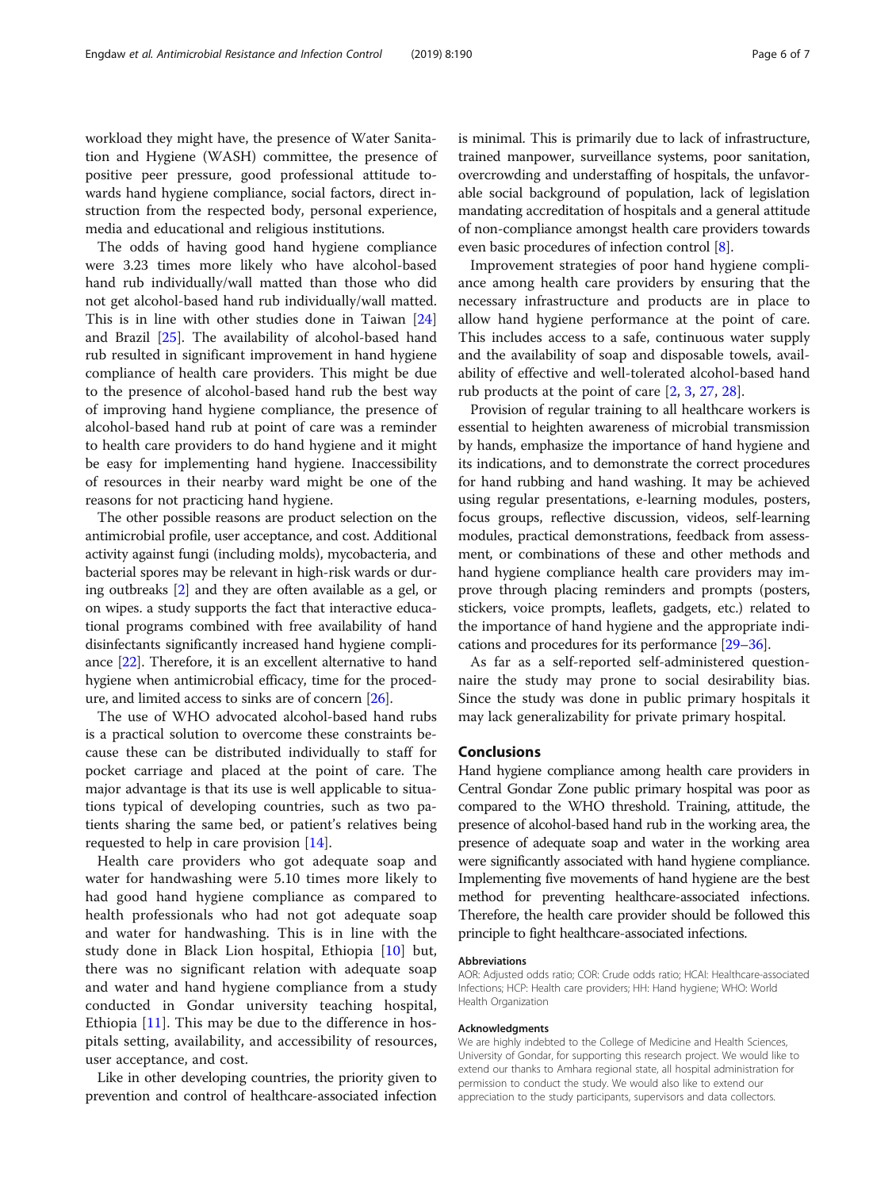workload they might have, the presence of Water Sanitation and Hygiene (WASH) committee, the presence of positive peer pressure, good professional attitude towards hand hygiene compliance, social factors, direct instruction from the respected body, personal experience, media and educational and religious institutions.

The odds of having good hand hygiene compliance were 3.23 times more likely who have alcohol-based hand rub individually/wall matted than those who did not get alcohol-based hand rub individually/wall matted. This is in line with other studies done in Taiwan [24] and Brazil [25]. The availability of alcohol-based hand rub resulted in significant improvement in hand hygiene compliance of health care providers. This might be due to the presence of alcohol-based hand rub the best way of improving hand hygiene compliance, the presence of alcohol-based hand rub at point of care was a reminder to health care providers to do hand hygiene and it might be easy for implementing hand hygiene. Inaccessibility of resources in their nearby ward might be one of the reasons for not practicing hand hygiene.

The other possible reasons are product selection on the antimicrobial profile, user acceptance, and cost. Additional activity against fungi (including molds), mycobacteria, and bacterial spores may be relevant in high-risk wards or during outbreaks [2] and they are often available as a gel, or on wipes. a study supports the fact that interactive educational programs combined with free availability of hand disinfectants significantly increased hand hygiene compliance [22]. Therefore, it is an excellent alternative to hand hygiene when antimicrobial efficacy, time for the procedure, and limited access to sinks are of concern [26].

The use of WHO advocated alcohol-based hand rubs is a practical solution to overcome these constraints because these can be distributed individually to staff for pocket carriage and placed at the point of care. The major advantage is that its use is well applicable to situations typical of developing countries, such as two patients sharing the same bed, or patient's relatives being requested to help in care provision [14].

Health care providers who got adequate soap and water for handwashing were 5.10 times more likely to had good hand hygiene compliance as compared to health professionals who had not got adequate soap and water for handwashing. This is in line with the study done in Black Lion hospital, Ethiopia [10] but, there was no significant relation with adequate soap and water and hand hygiene compliance from a study conducted in Gondar university teaching hospital, Ethiopia [11]. This may be due to the difference in hospitals setting, availability, and accessibility of resources, user acceptance, and cost.

Like in other developing countries, the priority given to prevention and control of healthcare-associated infection is minimal. This is primarily due to lack of infrastructure, trained manpower, surveillance systems, poor sanitation, overcrowding and understaffing of hospitals, the unfavorable social background of population, lack of legislation mandating accreditation of hospitals and a general attitude of non-compliance amongst health care providers towards even basic procedures of infection control [8].

Improvement strategies of poor hand hygiene compliance among health care providers by ensuring that the necessary infrastructure and products are in place to allow hand hygiene performance at the point of care. This includes access to a safe, continuous water supply and the availability of soap and disposable towels, availability of effective and well-tolerated alcohol-based hand rub products at the point of care [2, 3, 27, 28].

Provision of regular training to all healthcare workers is essential to heighten awareness of microbial transmission by hands, emphasize the importance of hand hygiene and its indications, and to demonstrate the correct procedures for hand rubbing and hand washing. It may be achieved using regular presentations, e-learning modules, posters, focus groups, reflective discussion, videos, self-learning modules, practical demonstrations, feedback from assessment, or combinations of these and other methods and hand hygiene compliance health care providers may improve through placing reminders and prompts (posters, stickers, voice prompts, leaflets, gadgets, etc.) related to the importance of hand hygiene and the appropriate indications and procedures for its performance [29–36].

As far as a self-reported self-administered questionnaire the study may prone to social desirability bias. Since the study was done in public primary hospitals it may lack generalizability for private primary hospital.

## Conclusions

Hand hygiene compliance among health care providers in Central Gondar Zone public primary hospital was poor as compared to the WHO threshold. Training, attitude, the presence of alcohol-based hand rub in the working area, the presence of adequate soap and water in the working area were significantly associated with hand hygiene compliance. Implementing five movements of hand hygiene are the best method for preventing healthcare-associated infections. Therefore, the health care provider should be followed this principle to fight healthcare-associated infections.

### Abbreviations

AOR: Adjusted odds ratio; COR: Crude odds ratio; HCAI: Healthcare-associated Infections; HCP: Health care providers; HH: Hand hygiene; WHO: World Health Organization

### Acknowledgments

We are highly indebted to the College of Medicine and Health Sciences, University of Gondar, for supporting this research project. We would like to extend our thanks to Amhara regional state, all hospital administration for permission to conduct the study. We would also like to extend our appreciation to the study participants, supervisors and data collectors.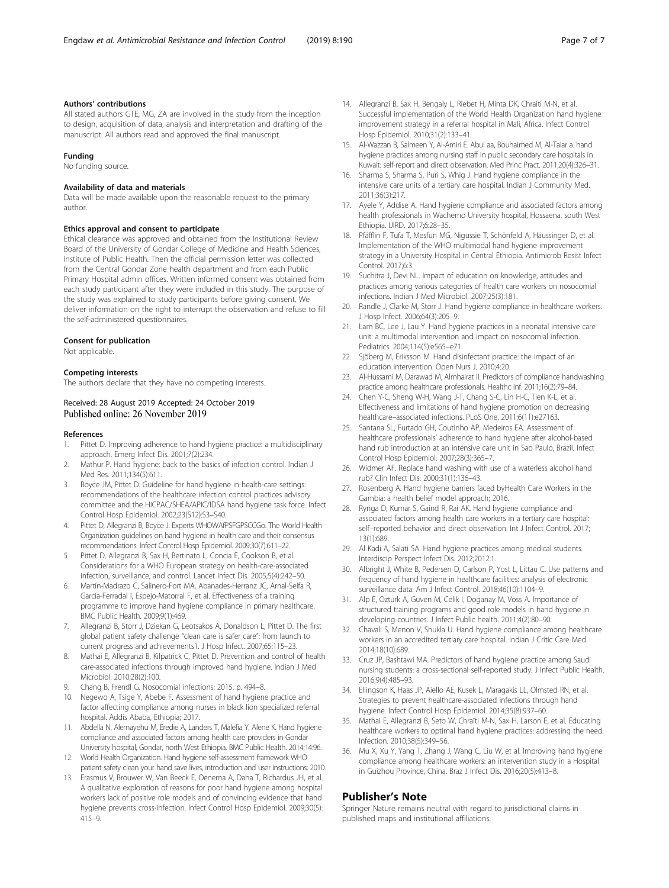#### Authors' contributions

All stated authors GTE, MG, ZA are involved in the study from the inception to design, acquisition of data, analysis and interpretation and drafting of the manuscript. All authors read and approved the final manuscript.

#### Funding

No funding source.

#### Availability of data and materials

Data will be made available upon the reasonable request to the primary author.

#### Ethics approval and consent to participate

Ethical clearance was approved and obtained from the Institutional Review Board of the University of Gondar College of Medicine and Health Sciences, Institute of Public Health. Then the official permission letter was collected from the Central Gondar Zone health department and from each Public Primary Hospital admin offices. Written informed consent was obtained from each study participant after they were included in this study. The purpose of the study was explained to study participants before giving consent. We deliver information on the right to interrupt the observation and refuse to fill the self-administered questionnaires.

#### Consent for publication

Not applicable.

#### Competing interests

The authors declare that they have no competing interests.

Received: 28 August 2019 Accepted: 24 October 2019
Published online: 26 November 2019

#### References

1. Pittet D. Improving adherence to hand hygiene practice: a multidisciplinary approach. Emerg Infect Dis. 2001;7(2):234.
2. Mathur P. Hand hygiene: back to the basics of infection control. Indian J Med Res. 2011;134(5):611.
3. Boyce JM, Pittet D. Guideline for hand hygiene in health-care settings: recommendations of the healthcare infection control practices advisory committee and the HICPAC/SHEA/APIC/IDSA hand hygiene task force. Infect Control Hosp Epidemiol. 2002;23(S12):S3–S40.
4. Pittet D, Allegranzi B, Boyce J. Experts WHOWAfPSFGPSCCGo. The World Health Organization guidelines on hand hygiene in health care and their consensus recommendations. Infect Control Hosp Epidemiol. 2009;30(7):611–22.
5. Pittet D, Allegranzi B, Sax H, Bertinato L, Concia E, Cookson B, et al. Considerations for a WHO European strategy on health-care-associated infection, surveillance, and control. Lancet Infect Dis. 2005;5(4):242–50.
6. Martín-Madrazo C, Salinero-Fort MA, Abanades-Herranz JC, Arnal-Selfa R, García-Ferradal I, Espejo-Matorral F, et al. Effectiveness of a training programme to improve hand hygiene compliance in primary healthcare. BMC Public Health. 2009;9(1):469.
7. Allegranzi B, Storr J, Dziekan G, Leotsakos A, Donaldson L, Pittet D. The first global patient safety challenge "clean care is safer care": from launch to current progress and achievements1. J Hosp Infect. 2007;65:115–23.
8. Mathai E, Allegranzi B, Kilpatrick C, Pittet D. Prevention and control of health care-associated infections through improved hand hygiene. Indian J Med Microbiol. 2010;28(2):100.
9. Chang B, Frendl G. Nosocomial infections; 2015. p. 494–8.
10. Negewo A, Tsige Y, Abebe F. Assessment of hand hygiene practice and factor affecting compliance among nurses in black lion specialized referral hospital. Addis Ababa, Ethiopia; 2017.
11. Abdella N, Alemayehu M, Eredie A, Landers T, Malefia Y, Alene K. Hand hygiene compliance and associated factors among health care providers in Gondar University hospital, Gondar, north West Ethiopia. BMC Public Health. 2014;14:96.
12. World Health Organization. Hand hygiene self-assessment framework WHO patient safety clean your hand save lives, introduction and user instructions; 2010.
13. Erasmus V, Brouwer W, Van Beeck E, Oenema A, Daha T, Richardus JH, et al. A qualitative exploration of reasons for poor hand hygiene among hospital workers lack of positive role models and of convincing evidence that hand hygiene prevents cross-infection. Infect Control Hosp Epidemiol. 2009;30(5): 415–9.
14. Allegranzi B, Sax H, Bengaly L, Riebet H, Minta DK, Chraiti M-N, et al. Successful implementation of the World Health Organization hand hygiene improvement strategy in a referral hospital in Mali, Africa. Infect Control Hosp Epidemiol. 2010;31(2):133–41.
15. Al-Wazzan B, Salmeen Y, Al-Amiri E. Abul aa, Bouhaimed M, Al-Taiar a. hand hygiene practices among nursing staff in public secondary care hospitals in Kuwait: self-report and direct observation. Med Princ Pract. 2011;20(4):326–31.
16. Sharma S, Sharma S, Puri S, Whig J. Hand hygiene compliance in the intensive care units of a tertiary care hospital. Indian J Community Med. 2011;36(3):217.
17. Ayele Y, Addise A. Hand hygiene compliance and associated factors among health professionals in Wachemo University hospital, Hossaena, south West Ethiopia. IJIRD. 2017;6:28–35.
18. Pfäfflin F, Tufa T, Mesfun MG, Nigussie T, Schönfeld A, Häussinger D, et al. Implementation of the WHO multimodal hand hygiene improvement strategy in a University Hospital in Central Ethiopia. Antimicrob Resist Infect Control. 2017;6:3.
19. Suchitra J, Devi NL. Impact of education on knowledge, attitudes and practices among various categories of health care workers on nosocomial infections. Indian J Med Microbiol. 2007;25(3):181.
20. Randle J, Clarke M, Storr J. Hand hygiene compliance in healthcare workers. J Hosp Infect. 2006;64(3):205–9.
21. Lam BC, Lee J, Lau Y. Hand hygiene practices in a neonatal intensive care unit: a multimodal intervention and impact on nosocomial infection. Pediatrics. 2004;114(5):e565–e71.
22. Sjöberg M, Eriksson M. Hand disinfectant practice: the impact of an education intervention. Open Nurs J. 2010;4:20.
23. Al-Hussami M, Darawad M, Almhairat II. Predictors of compliance handwashing practice among healthcare professionals. Healthc Inf. 2011;16(2):79–84.
24. Chen Y-C, Sheng W-H, Wang J-T, Chang S-C, Lin H-C, Tien K-L, et al. Effectiveness and limitations of hand hygiene promotion on decreasing healthcare–associated infections. PLoS One. 2011;6(11):e27163.
25. Santana SL, Furtado GH, Coutinho AP, Medeiros EA. Assessment of healthcare professionals' adherence to hand hygiene after alcohol-based hand rub introduction at an intensive care unit in Sao Paulo, Brazil. Infect Control Hosp Epidemiol. 2007;28(3):365–7.
26. Widmer AF. Replace hand washing with use of a waterless alcohol hand rub? Clin Infect Dis. 2000;31(1):136–43.
27. Rosenberg A. Hand hygiene barriers faced byHealth Care Workers in the Gambia: a health belief model approach; 2016.
28. Rynga D, Kumar S, Gaind R, Rai AK. Hand hygiene compliance and associated factors among health care workers in a tertiary care hospital: self–reported behavior and direct observation. Int J Infect Control. 2017; 13(1):689.
29. Al Kadi A, Salati SA. Hand hygiene practices among medical students. Interdiscip Perspect Infect Dis. 2012;2012:1.
30. Albright J, White B, Pedersen D, Carlson P, Yost L, Littau C. Use patterns and frequency of hand hygiene in healthcare facilities: analysis of electronic surveillance data. Am J Infect Control. 2018;46(10):1104–9.
31. Alp E, Ozturk A, Guven M, Celik I, Doganay M, Voss A. Importance of structured training programs and good role models in hand hygiene in developing countries. J Infect Public health. 2011;4(2):80–90.
32. Chavali S, Menon V, Shukla U. Hand hygiene compliance among healthcare workers in an accredited tertiary care hospital. Indian J Critic Care Med. 2014;18(10):689.
33. Cruz JP, Bashtawi MA. Predictors of hand hygiene practice among Saudi nursing students: a cross-sectional self-reported study. J Infect Public Health. 2016;9(4):485–93.
34. Ellingson K, Haas JP, Aiello AE, Kusek L, Maragakis LL, Olmsted RN, et al. Strategies to prevent healthcare-associated infections through hand hygiene. Infect Control Hosp Epidemiol. 2014;35(8):937–60.
35. Mathai E, Allegranzi B, Seto W, Chraïti M-N, Sax H, Larson E, et al. Educating healthcare workers to optimal hand hygiene practices: addressing the need. Infection. 2010;38(5):349–56.
36. Mu X, Xu Y, Yang T, Zhang J, Wang C, Liu W, et al. Improving hand hygiene compliance among healthcare workers: an intervention study in a Hospital in Guizhou Province, China. Braz J Infect Dis. 2016;20(5):413–8.

## Publisher's Note

Springer Nature remains neutral with regard to jurisdictional claims in published maps and institutional affiliations.